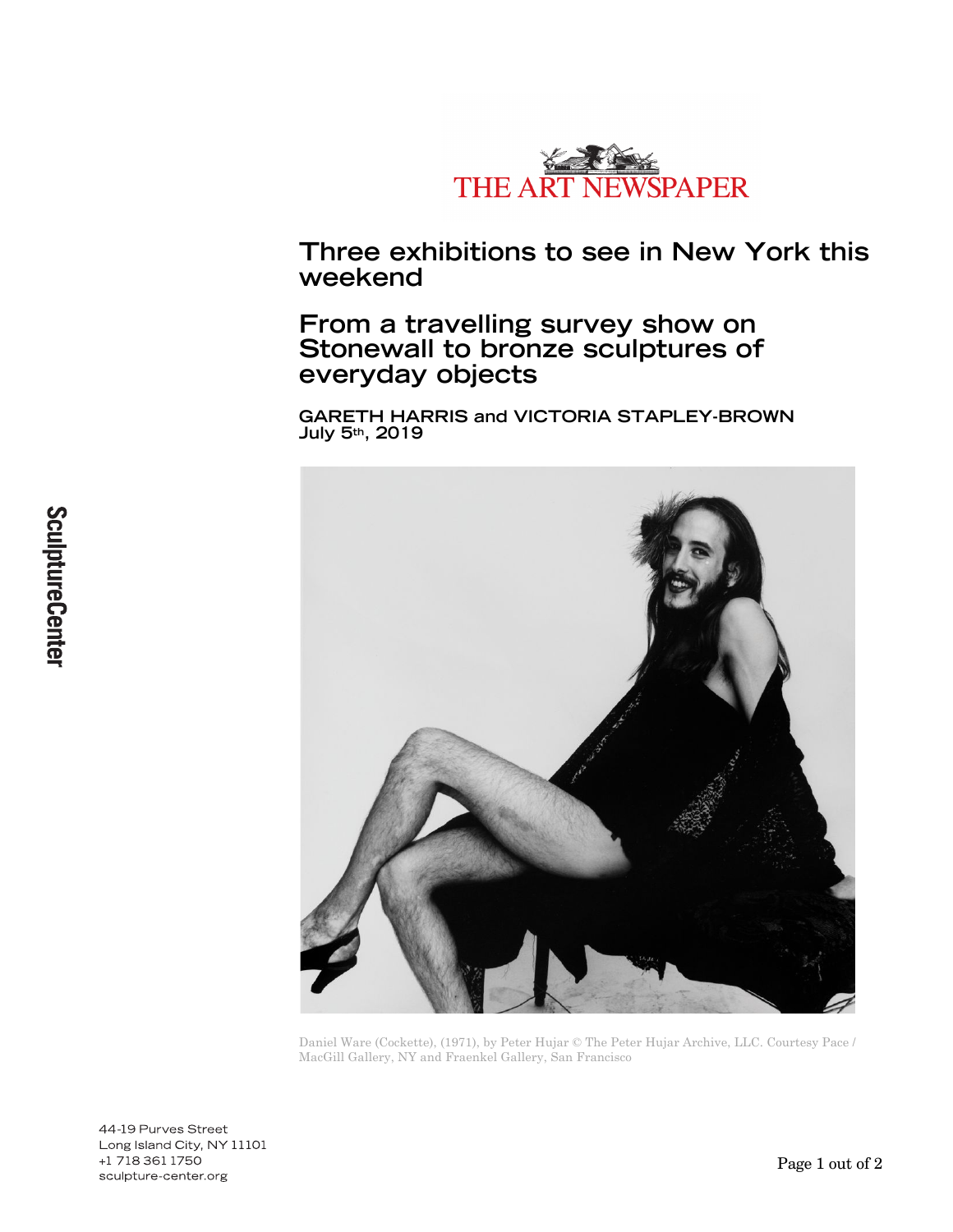THE ART NEWSPAPER

# Three exhibitions to see in New York this weekend

## From a travelling survey show on Stonewall to bronze sculptures of everyday objects

**GARETH HARRIS and VICTORIA STAPLEY-BROWN**
**July 5th, 2019**

Daniel Ware (Cockette), (1971), by Peter Hujar © The Peter Hujar Archive, LLC. Courtesy Pace / MacGill Gallery, NY and Fraenkel Gallery, San Francisco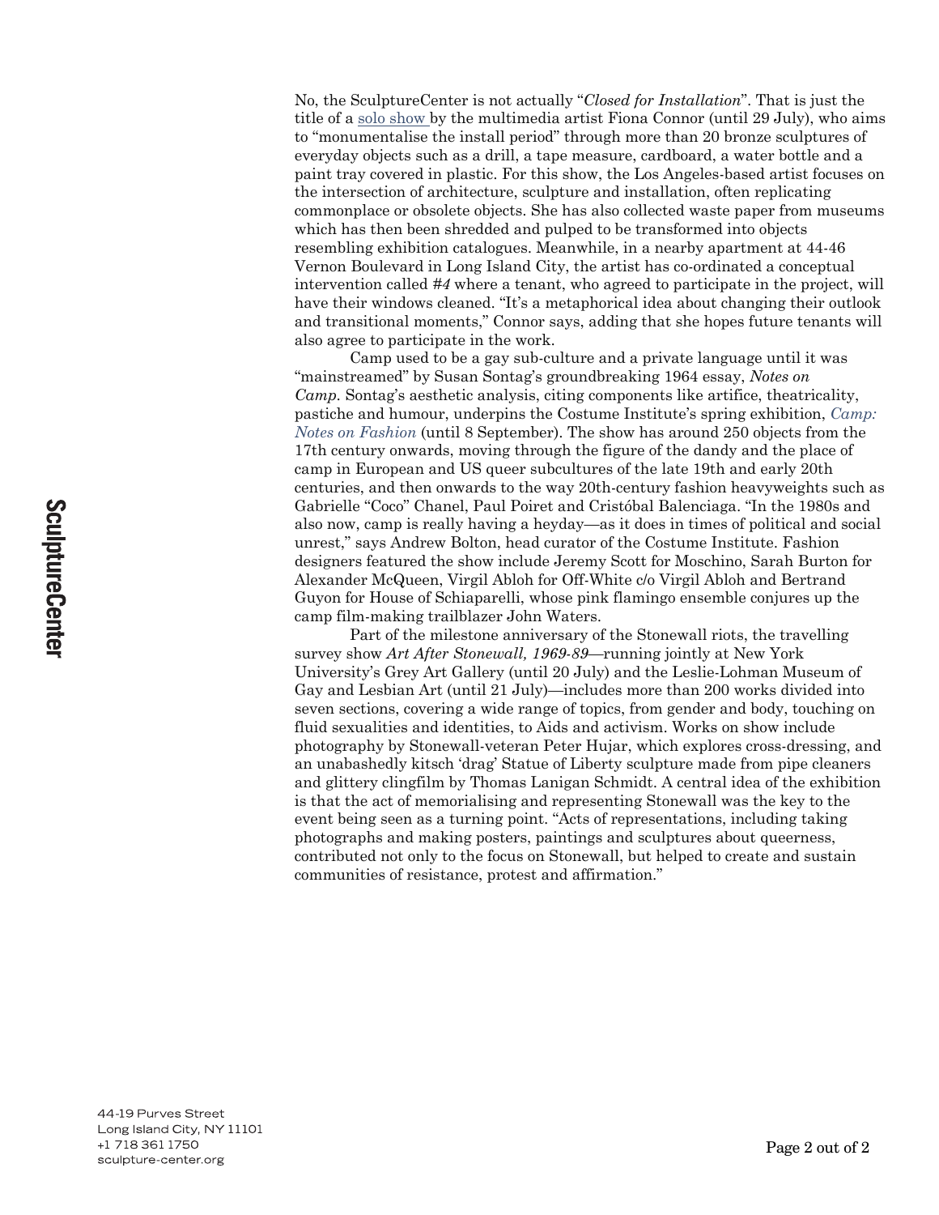No, the SculptureCenter is not actually "*Closed for Installation*". That is just the title of a solo show by the multimedia artist Fiona Connor (until 29 July), who aims to "monumentalise the install period" through more than 20 bronze sculptures of everyday objects such as a drill, a tape measure, cardboard, a water bottle and a paint tray covered in plastic. For this show, the Los Angeles-based artist focuses on the intersection of architecture, sculpture and installation, often replicating commonplace or obsolete objects. She has also collected waste paper from museums which has then been shredded and pulped to be transformed into objects resembling exhibition catalogues. Meanwhile, in a nearby apartment at 44-46 Vernon Boulevard in Long Island City, the artist has co-ordinated a conceptual intervention called *#4* where a tenant, who agreed to participate in the project, will have their windows cleaned. "It's a metaphorical idea about changing their outlook and transitional moments," Connor says, adding that she hopes future tenants will also agree to participate in the work.

Camp used to be a gay sub-culture and a private language until it was "mainstreamed" by Susan Sontag's groundbreaking 1964 essay, *Notes on Camp.* Sontag's aesthetic analysis, citing components like artifice, theatricality, pastiche and humour, underpins the Costume Institute's spring exhibition, *Camp: Notes on Fashion* (until 8 September). The show has around 250 objects from the 17th century onwards, moving through the figure of the dandy and the place of camp in European and US queer subcultures of the late 19th and early 20th centuries, and then onwards to the way 20th-century fashion heavyweights such as Gabrielle "Coco" Chanel, Paul Poiret and Cristóbal Balenciaga. "In the 1980s and also now, camp is really having a heyday—as it does in times of political and social unrest," says Andrew Bolton, head curator of the Costume Institute. Fashion designers featured the show include Jeremy Scott for Moschino, Sarah Burton for Alexander McQueen, Virgil Abloh for Off-White c/o Virgil Abloh and Bertrand Guyon for House of Schiaparelli, whose pink flamingo ensemble conjures up the camp film-making trailblazer John Waters.

Part of the milestone anniversary of the Stonewall riots, the travelling survey show *Art After Stonewall, 1969-89*—running jointly at New York University's Grey Art Gallery (until 20 July) and the Leslie-Lohman Museum of Gay and Lesbian Art (until 21 July)—includes more than 200 works divided into seven sections, covering a wide range of topics, from gender and body, touching on fluid sexualities and identities, to Aids and activism. Works on show include photography by Stonewall-veteran Peter Hujar, which explores cross-dressing, and an unabashedly kitsch 'drag' Statue of Liberty sculpture made from pipe cleaners and glittery clingfilm by Thomas Lanigan Schmidt. A central idea of the exhibition is that the act of memorialising and representing Stonewall was the key to the event being seen as a turning point. "Acts of representations, including taking photographs and making posters, paintings and sculptures about queerness, contributed not only to the focus on Stonewall, but helped to create and sustain communities of resistance, protest and affirmation."